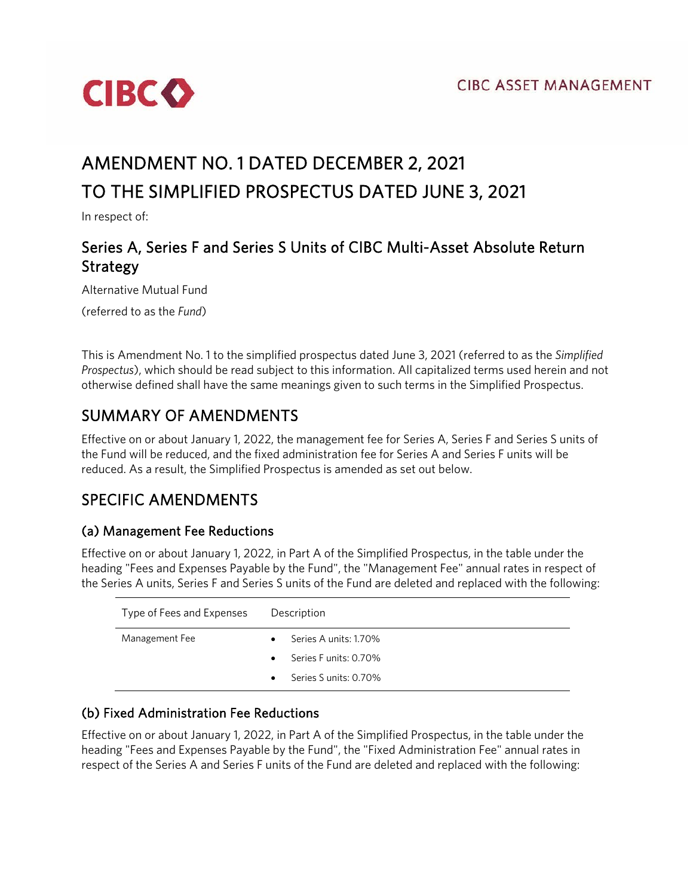CIBC ASSET MANAGEMENT

# AMENDMENT NO. 1 DATED DECEMBER 2, 2021
# TO THE SIMPLIFIED PROSPECTUS DATED JUNE 3, 2021

In respect of:

## Series A, Series F and Series S Units of CIBC Multi-Asset Absolute Return Strategy

Alternative Mutual Fund

(referred to as the *Fund*)

This is Amendment No. 1 to the simplified prospectus dated June 3, 2021 (referred to as the *Simplified Prospectus*), which should be read subject to this information. All capitalized terms used herein and not otherwise defined shall have the same meanings given to such terms in the Simplified Prospectus.

## SUMMARY OF AMENDMENTS

Effective on or about January 1, 2022, the management fee for Series A, Series F and Series S units of the Fund will be reduced, and the fixed administration fee for Series A and Series F units will be reduced. As a result, the Simplified Prospectus is amended as set out below.

## SPECIFIC AMENDMENTS

### (a) Management Fee Reductions

Effective on or about January 1, 2022, in Part A of the Simplified Prospectus, in the table under the heading "Fees and Expenses Payable by the Fund", the "Management Fee" annual rates in respect of the Series A units, Series F and Series S units of the Fund are deleted and replaced with the following:

| Type of Fees and Expenses | Description |
|---|---|
| Management Fee | • Series A units: 1.70%<br>• Series F units: 0.70%<br>• Series S units: 0.70% |

### (b) Fixed Administration Fee Reductions

Effective on or about January 1, 2022, in Part A of the Simplified Prospectus, in the table under the heading "Fees and Expenses Payable by the Fund", the "Fixed Administration Fee" annual rates in respect of the Series A and Series F units of the Fund are deleted and replaced with the following: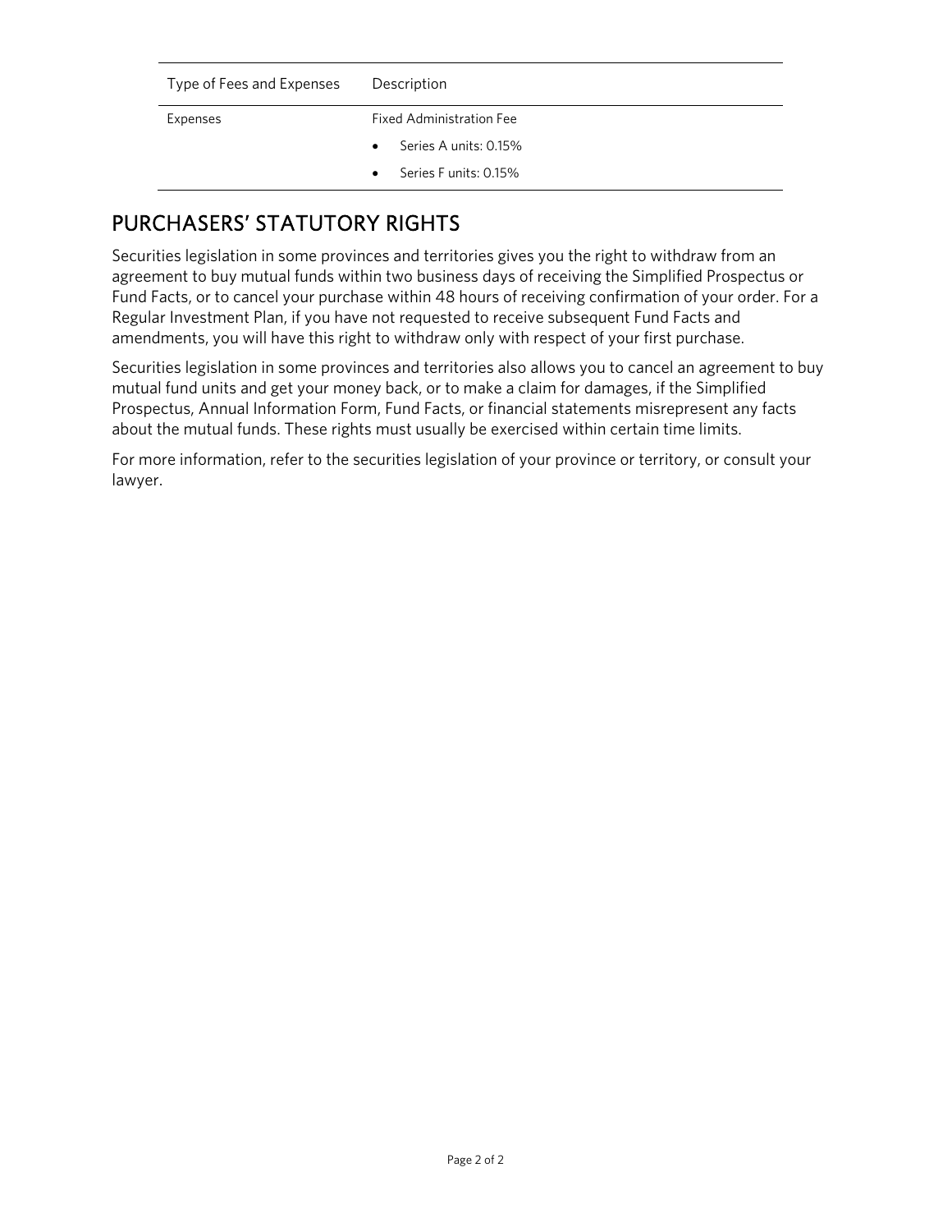| Type of Fees and Expenses | Description |
| --- | --- |
| Expenses | Fixed Administration Fee<br>• Series A units: 0.15%<br>• Series F units: 0.15% |

## PURCHASERS' STATUTORY RIGHTS

Securities legislation in some provinces and territories gives you the right to withdraw from an agreement to buy mutual funds within two business days of receiving the Simplified Prospectus or Fund Facts, or to cancel your purchase within 48 hours of receiving confirmation of your order. For a Regular Investment Plan, if you have not requested to receive subsequent Fund Facts and amendments, you will have this right to withdraw only with respect of your first purchase.

Securities legislation in some provinces and territories also allows you to cancel an agreement to buy mutual fund units and get your money back, or to make a claim for damages, if the Simplified Prospectus, Annual Information Form, Fund Facts, or financial statements misrepresent any facts about the mutual funds. These rights must usually be exercised within certain time limits.

For more information, refer to the securities legislation of your province or territory, or consult your lawyer.